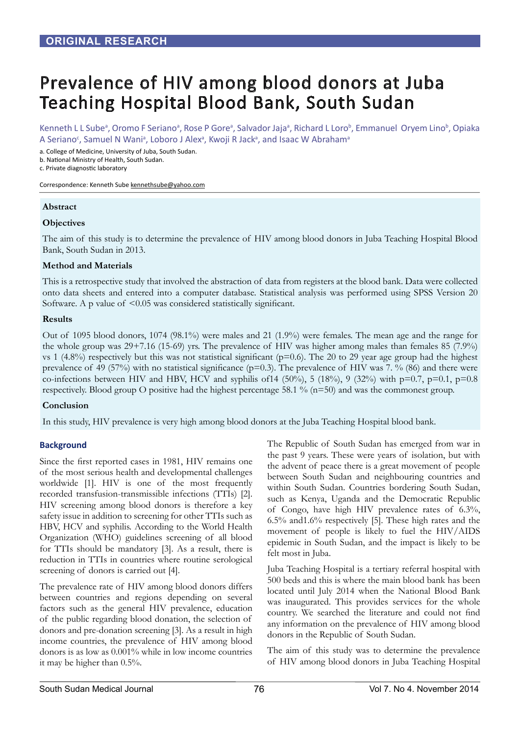ORIGINAL RESEARCH

# Prevalence of HIV among blood donors at Juba Teaching Hospital Blood Bank, South Sudan

Kenneth L L Sube[a], Oromo F Seriano[a], Rose P Gore[a], Salvador Jaja[a], Richard L Loro[b], Emmanuel Oryem Lino[b], Opiaka A Seriano[c], Samuel N Wani[a], Loboro J Alex[a], Kwoji R Jack[a], and Isaac W Abraham[a]

a. College of Medicine, University of Juba, South Sudan.
b. National Ministry of Health, South Sudan.
c. Private diagnostic laboratory

Correspondence: Kenneth Sube kennethsube@yahoo.com

## Abstract

### Objectives

The aim of this study is to determine the prevalence of HIV among blood donors in Juba Teaching Hospital Blood Bank, South Sudan in 2013.

### Method and Materials

This is a retrospective study that involved the abstraction of data from registers at the blood bank. Data were collected onto data sheets and entered into a computer database. Statistical analysis was performed using SPSS Version 20 Software. A p value of <0.05 was considered statistically significant.

### Results

Out of 1095 blood donors, 1074 (98.1%) were males and 21 (1.9%) were females. The mean age and the range for the whole group was 29+7.16 (15-69) yrs. The prevalence of HIV was higher among males than females 85 (7.9%) vs 1 (4.8%) respectively but this was not statistical significant (p=0.6). The 20 to 29 year age group had the highest prevalence of 49 (57%) with no statistical significance (p=0.3). The prevalence of HIV was 7. % (86) and there were co-infections between HIV and HBV, HCV and syphilis of14 (50%), 5 (18%), 9 (32%) with p=0.7, p=0.1, p=0.8 respectively. Blood group O positive had the highest percentage 58.1 % (n=50) and was the commonest group.

### Conclusion

In this study, HIV prevalence is very high among blood donors at the Juba Teaching Hospital blood bank.

## Background

Since the first reported cases in 1981, HIV remains one of the most serious health and developmental challenges worldwide [1]. HIV is one of the most frequently recorded transfusion-transmissible infections (TTIs) [2]. HIV screening among blood donors is therefore a key safety issue in addition to screening for other TTIs such as HBV, HCV and syphilis. According to the World Health Organization (WHO) guidelines screening of all blood for TTIs should be mandatory [3]. As a result, there is reduction in TTIs in countries where routine serological screening of donors is carried out [4].

The prevalence rate of HIV among blood donors differs between countries and regions depending on several factors such as the general HIV prevalence, education of the public regarding blood donation, the selection of donors and pre-donation screening [3]. As a result in high income countries, the prevalence of HIV among blood donors is as low as 0.001% while in low income countries it may be higher than 0.5%.

The Republic of South Sudan has emerged from war in the past 9 years. These were years of isolation, but with the advent of peace there is a great movement of people between South Sudan and neighbouring countries and within South Sudan. Countries bordering South Sudan, such as Kenya, Uganda and the Democratic Republic of Congo, have high HIV prevalence rates of 6.3%, 6.5% and1.6% respectively [5]. These high rates and the movement of people is likely to fuel the HIV/AIDS epidemic in South Sudan, and the impact is likely to be felt most in Juba.

Juba Teaching Hospital is a tertiary referral hospital with 500 beds and this is where the main blood bank has been located until July 2014 when the National Blood Bank was inaugurated. This provides services for the whole country. We searched the literature and could not find any information on the prevalence of HIV among blood donors in the Republic of South Sudan.

The aim of this study was to determine the prevalence of HIV among blood donors in Juba Teaching Hospital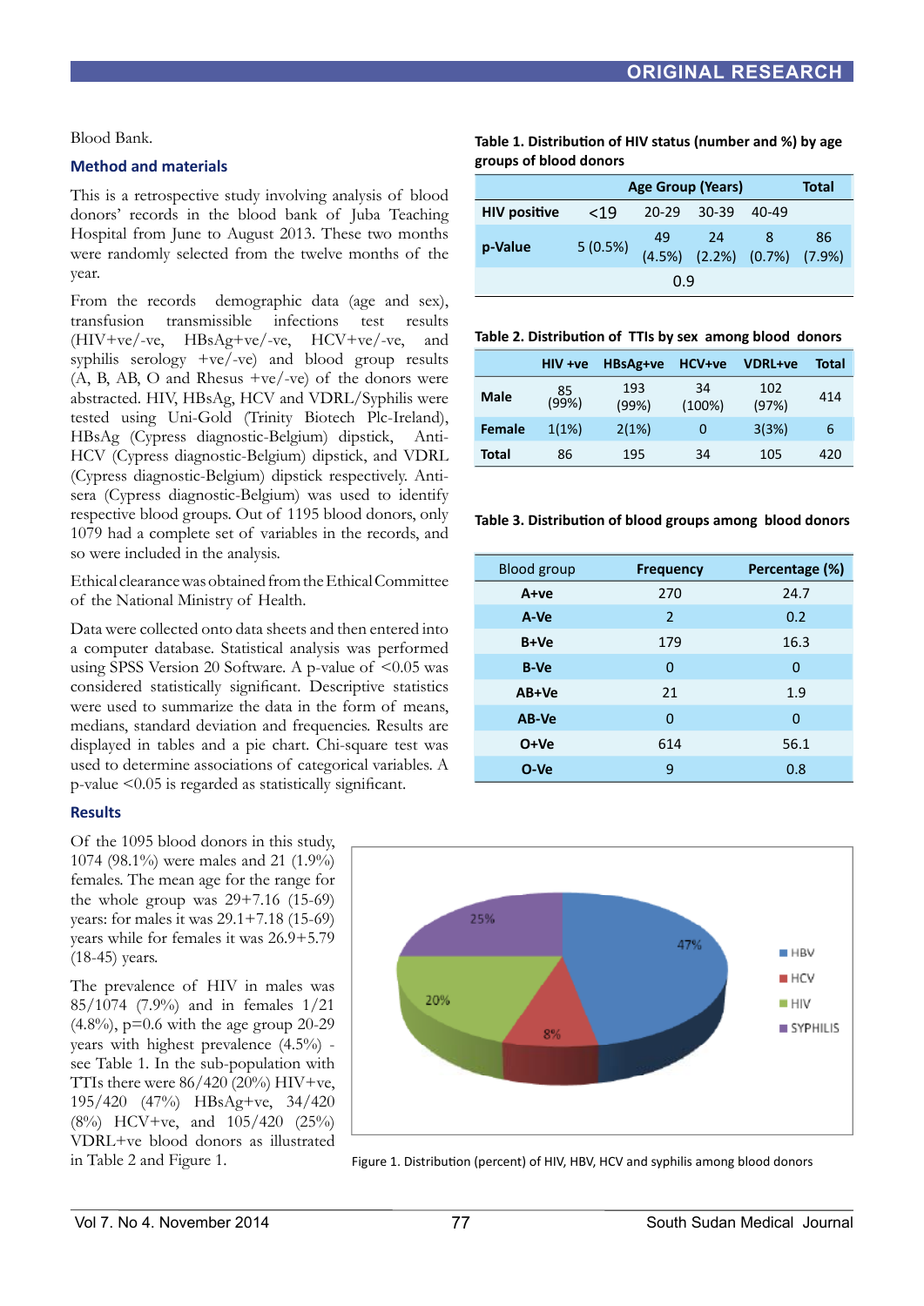Blood Bank.

## Method and materials

This is a retrospective study involving analysis of blood donors' records in the blood bank of Juba Teaching Hospital from June to August 2013. These two months were randomly selected from the twelve months of the year.

From the records demographic data (age and sex), transfusion transmissible infections test results (HIV+ve/-ve, HBsAg+ve/-ve, HCV+ve/-ve, and syphilis serology +ve/-ve) and blood group results (A, B, AB, O and Rhesus +ve/-ve) of the donors were abstracted. HIV, HBsAg, HCV and VDRL/Syphilis were tested using Uni-Gold (Trinity Biotech Plc-Ireland), HBsAg (Cypress diagnostic-Belgium) dipstick, Anti-HCV (Cypress diagnostic-Belgium) dipstick, and VDRL (Cypress diagnostic-Belgium) dipstick respectively. Anti-sera (Cypress diagnostic-Belgium) was used to identify respective blood groups. Out of 1195 blood donors, only 1079 had a complete set of variables in the records, and so were included in the analysis.

Ethical clearance was obtained from the Ethical Committee of the National Ministry of Health.

Data were collected onto data sheets and then entered into a computer database. Statistical analysis was performed using SPSS Version 20 Software. A p-value of <0.05 was considered statistically significant. Descriptive statistics were used to summarize the data in the form of means, medians, standard deviation and frequencies. Results are displayed in tables and a pie chart. Chi-square test was used to determine associations of categorical variables. A p-value <0.05 is regarded as statistically significant.

## Results

Of the 1095 blood donors in this study, 1074 (98.1%) were males and 21 (1.9%) females. The mean age for the range for the whole group was 29+7.16 (15-69) years: for males it was 29.1+7.18 (15-69) years while for females it was 26.9+5.79 (18-45) years.

The prevalence of HIV in males was 85/1074 (7.9%) and in females 1/21 (4.8%), p=0.6 with the age group 20-29 years with highest prevalence (4.5%) - see Table 1. In the sub-population with TTIs there were 86/420 (20%) HIV+ve, 195/420 (47%) HBsAg+ve, 34/420 (8%) HCV+ve, and 105/420 (25%) VDRL+ve blood donors as illustrated in Table 2 and Figure 1.

**Table 1. Distribution of HIV status (number and %) by age groups of blood donors**

| | Age Group (Years) | | | | Total |
|---|---|---|---|---|---|
| HIV positive | <19 | 20-29 | 30-39 | 40-49 | |
| p-Value | 5 (0.5%) | 49 (4.5%) | 24 (2.2%) | 8 (0.7%) | 86 (7.9%) |
| | 0.9 | | | | |

**Table 2. Distribution of TTIs by sex among blood donors**

| | HIV +ve | HBsAg+ve | HCV+ve | VDRL+ve | Total |
|---|---|---|---|---|---|
| Male | 85 (99%) | 193 (99%) | 34 (100%) | 102 (97%) | 414 |
| Female | 1(1%) | 2(1%) | 0 | 3(3%) | 6 |
| Total | 86 | 195 | 34 | 105 | 420 |

**Table 3. Distribution of blood groups among blood donors**

| Blood group | Frequency | Percentage (%) |
|---|---|---|
| A+ve | 270 | 24.7 |
| A-Ve | 2 | 0.2 |
| B+Ve | 179 | 16.3 |
| B-Ve | 0 | 0 |
| AB+Ve | 21 | 1.9 |
| AB-Ve | 0 | 0 |
| O+Ve | 614 | 56.1 |
| O-Ve | 9 | 0.8 |

Figure 1. Distribution (percent) of HIV, HBV, HCV and syphilis among blood donors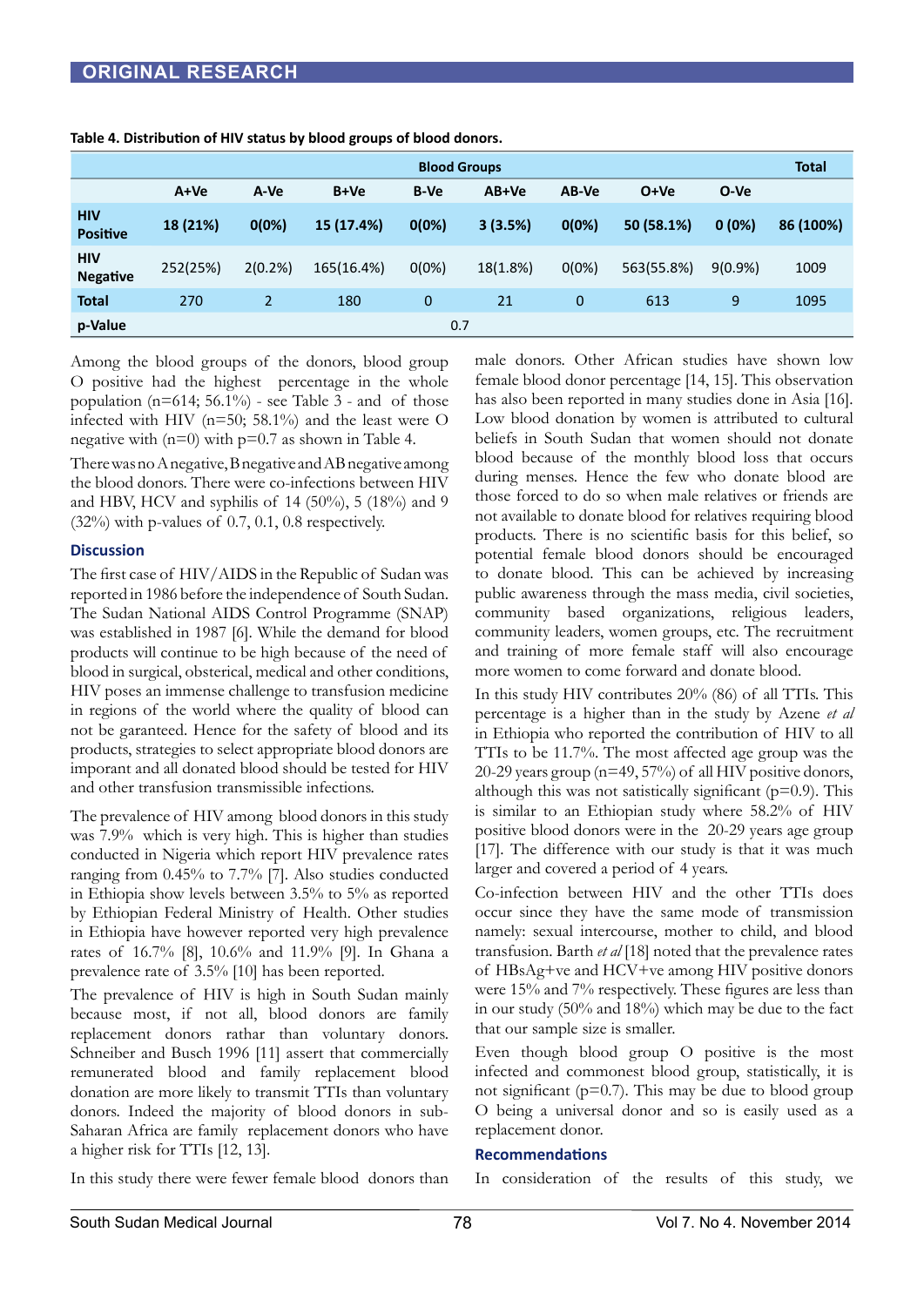Table 4. Distribution of HIV status by blood groups of blood donors.

| | Blood Groups | | | | | | | | Total |
|---|---|---|---|---|---|---|---|---|---|
| | A+Ve | A-Ve | B+Ve | B-Ve | AB+Ve | AB-Ve | O+Ve | O-Ve | |
| **HIV Positive** | **18 (21%)** | **0(0%)** | **15 (17.4%)** | **0(0%)** | **3 (3.5%)** | **0(0%)** | **50 (58.1%)** | **0 (0%)** | **86 (100%)** |
| **HIV Negative** | 252(25%) | 2(0.2%) | 165(16.4%) | 0(0%) | 18(1.8%) | 0(0%) | 563(55.8%) | 9(0.9%) | 1009 |
| **Total** | 270 | 2 | 180 | 0 | 21 | 0 | 613 | 9 | 1095 |
| **p-Value** | 0.7 | | | | | | | | |

Among the blood groups of the donors, blood group O positive had the highest percentage in the whole population (n=614; 56.1%) - see Table 3 - and of those infected with HIV (n=50; 58.1%) and the least were O negative with (n=0) with p=0.7 as shown in Table 4.

There was no A negative, B negative and AB negative among the blood donors. There were co-infections between HIV and HBV, HCV and syphilis of 14 (50%), 5 (18%) and 9 (32%) with p-values of 0.7, 0.1, 0.8 respectively.

## Discussion

The first case of HIV/AIDS in the Republic of Sudan was reported in 1986 before the independence of South Sudan. The Sudan National AIDS Control Programme (SNAP) was established in 1987 [6]. While the demand for blood products will continue to be high because of the need of blood in surgical, obsterical, medical and other conditions, HIV poses an immense challenge to transfusion medicine in regions of the world where the quality of blood can not be garanteed. Hence for the safety of blood and its products, strategies to select appropriate blood donors are imporant and all donated blood should be tested for HIV and other transfusion transmissible infections.

The prevalence of HIV among blood donors in this study was 7.9% which is very high. This is higher than studies conducted in Nigeria which report HIV prevalence rates ranging from 0.45% to 7.7% [7]. Also studies conducted in Ethiopia show levels between 3.5% to 5% as reported by Ethiopian Federal Ministry of Health. Other studies in Ethiopia have however reported very high prevalence rates of 16.7% [8], 10.6% and 11.9% [9]. In Ghana a prevalence rate of 3.5% [10] has been reported.

The prevalence of HIV is high in South Sudan mainly because most, if not all, blood donors are family replacement donors rathar than voluntary donors. Schneiber and Busch 1996 [11] assert that commercially remunerated blood and family replacement blood donation are more likely to transmit TTIs than voluntary donors. Indeed the majority of blood donors in sub-Saharan Africa are family replacement donors who have a higher risk for TTIs [12, 13].

In this study there were fewer female blood donors than male donors. Other African studies have shown low female blood donor percentage [14, 15]. This observation has also been reported in many studies done in Asia [16]. Low blood donation by women is attributed to cultural beliefs in South Sudan that women should not donate blood because of the monthly blood loss that occurs during menses. Hence the few who donate blood are those forced to do so when male relatives or friends are not available to donate blood for relatives requiring blood products. There is no scientific basis for this belief, so potential female blood donors should be encouraged to donate blood. This can be achieved by increasing public awareness through the mass media, civil societies, community based organizations, religious leaders, community leaders, women groups, etc. The recruitment and training of more female staff will also encourage more women to come forward and donate blood.

In this study HIV contributes 20% (86) of all TTIs. This percentage is a higher than in the study by Azene *et al* in Ethiopia who reported the contribution of HIV to all TTIs to be 11.7%. The most affected age group was the 20-29 years group (n=49, 57%) of all HIV positive donors, although this was not satistically significant (p=0.9). This is similar to an Ethiopian study where 58.2% of HIV positive blood donors were in the 20-29 years age group [17]. The difference with our study is that it was much larger and covered a period of 4 years.

Co-infection between HIV and the other TTIs does occur since they have the same mode of transmission namely: sexual intercourse, mother to child, and blood transfusion. Barth *et al* [18] noted that the prevalence rates of HBsAg+ve and HCV+ve among HIV positive donors were 15% and 7% respectively. These figures are less than in our study (50% and 18%) which may be due to the fact that our sample size is smaller.

Even though blood group O positive is the most infected and commonest blood group, statistically, it is not significant (p=0.7). This may be due to blood group O being a universal donor and so is easily used as a replacement donor.

## Recommendations

In consideration of the results of this study, we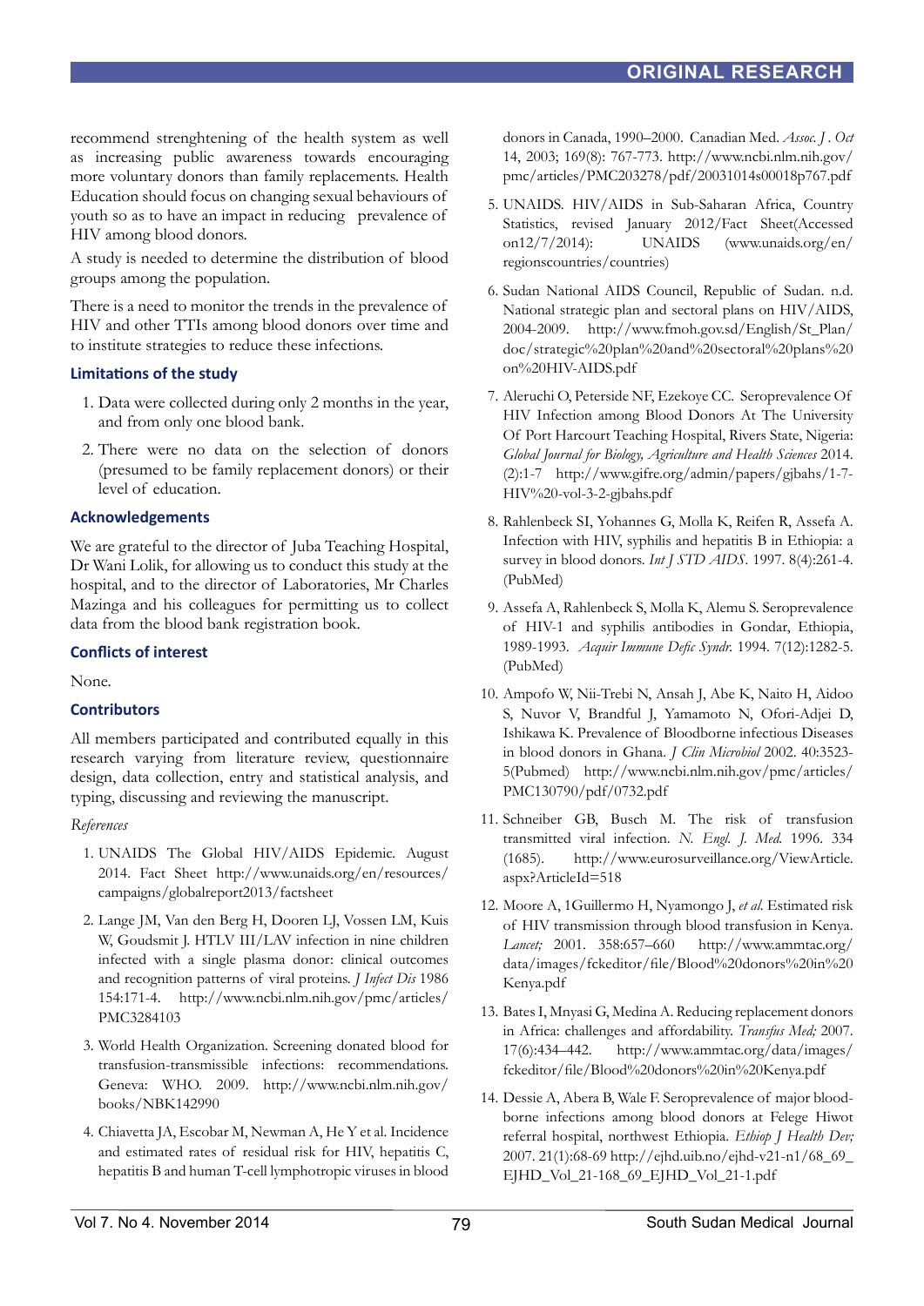recommend strenghtening of the health system as well as increasing public awareness towards encouraging more voluntary donors than family replacements. Health Education should focus on changing sexual behaviours of youth so as to have an impact in reducing prevalence of HIV among blood donors.

A study is needed to determine the distribution of blood groups among the population.

There is a need to monitor the trends in the prevalence of HIV and other TTIs among blood donors over time and to institute strategies to reduce these infections.

### Limitations of the study

1. Data were collected during only 2 months in the year, and from only one blood bank.
2. There were no data on the selection of donors (presumed to be family replacement donors) or their level of education.

### Acknowledgements

We are grateful to the director of Juba Teaching Hospital, Dr Wani Lolik, for allowing us to conduct this study at the hospital, and to the director of Laboratories, Mr Charles Mazinga and his colleagues for permitting us to collect data from the blood bank registration book.

### Conflicts of interest

None.

### Contributors

All members participated and contributed equally in this research varying from literature review, questionnaire design, data collection, entry and statistical analysis, and typing, discussing and reviewing the manuscript.

*References*

1. UNAIDS The Global HIV/AIDS Epidemic. August 2014. Fact Sheet http://www.unaids.org/en/resources/campaigns/globalreport2013/factsheet
2. Lange JM, Van den Berg H, Dooren LJ, Vossen LM, Kuis W, Goudsmit J. HTLV III/LAV infection in nine children infected with a single plasma donor: clinical outcomes and recognition patterns of viral proteins. *J Infect Dis* 1986 154:171-4. http://www.ncbi.nlm.nih.gov/pmc/articles/PMC3284103
3. World Health Organization. Screening donated blood for transfusion-transmissible infections: recommendations. Geneva: WHO. 2009. http://www.ncbi.nlm.nih.gov/books/NBK142990
4. Chiavetta JA, Escobar M, Newman A, He Y et al. Incidence and estimated rates of residual risk for HIV, hepatitis C, hepatitis B and human T-cell lymphotropic viruses in blood donors in Canada, 1990–2000. Canadian Med. *Assoc. J . Oct* 14, 2003; 169(8): 767-773. http://www.ncbi.nlm.nih.gov/pmc/articles/PMC203278/pdf/20031014s00018p767.pdf
5. UNAIDS. HIV/AIDS in Sub-Saharan Africa, Country Statistics, revised January 2012/Fact Sheet(Accessed on12/7/2014): UNAIDS (www.unaids.org/en/regionscountries/countries)
6. Sudan National AIDS Council, Republic of Sudan. n.d. National strategic plan and sectoral plans on HIV/AIDS, 2004-2009. http://www.fmoh.gov.sd/English/St_Plan/doc/strategic%20plan%20and%20sectoral%20plans%20on%20HIV-AIDS.pdf
7. Aleruchi O, Peterside NF, Ezekoye CC. Seroprevalence Of HIV Infection among Blood Donors At The University Of Port Harcourt Teaching Hospital, Rivers State, Nigeria: *Global Journal for Biology, Agriculture and Health Sciences* 2014. (2):1-7 http://www.gifre.org/admin/papers/gjbahs/1-7-HIV%20-vol-3-2-gjbahs.pdf
8. Rahlenbeck SI, Yohannes G, Molla K, Reifen R, Assefa A. Infection with HIV, syphilis and hepatitis B in Ethiopia: a survey in blood donors. *Int J STD AIDS*. 1997. 8(4):261-4. (PubMed)
9. Assefa A, Rahlenbeck S, Molla K, Alemu S. Seroprevalence of HIV-1 and syphilis antibodies in Gondar, Ethiopia, 1989-1993. *Acquir Immune Defic Syndr.* 1994. 7(12):1282-5. (PubMed)
10. Ampofo W, Nii-Trebi N, Ansah J, Abe K, Naito H, Aidoo S, Nuvor V, Brandful J, Yamamoto N, Ofori-Adjei D, Ishikawa K. Prevalence of Bloodborne infectious Diseases in blood donors in Ghana. *J Clin Microbiol* 2002. 40:3523-5(Pubmed) http://www.ncbi.nlm.nih.gov/pmc/articles/PMC130790/pdf/0732.pdf
11. Schneiber GB, Busch M. The risk of transfusion transmitted viral infection. *N. Engl. J. Med.* 1996. 334 (1685). http://www.eurosurveillance.org/ViewArticle.aspx?ArticleId=518
12. Moore A, 1Guillermo H, Nyamongo J, *et al*. Estimated risk of HIV transmission through blood transfusion in Kenya. *Lancet;* 2001. 358:657–660 http://www.ammtac.org/data/images/fckeditor/file/Blood%20donors%20in%20Kenya.pdf
13. Bates I, Mnyasi G, Medina A. Reducing replacement donors in Africa: challenges and affordability. *Transfus Med;* 2007. 17(6):434–442. http://www.ammtac.org/data/images/fckeditor/file/Blood%20donors%20in%20Kenya.pdf
14. Dessie A, Abera B, Wale F. Seroprevalence of major blood-borne infections among blood donors at Felege Hiwot referral hospital, northwest Ethiopia. *Ethiop J Health Dev;* 2007. 21(1):68-69 http://ejhd.uib.no/ejhd-v21-n1/68_69_EJHD_Vol_21-168_69_EJHD_Vol_21-1.pdf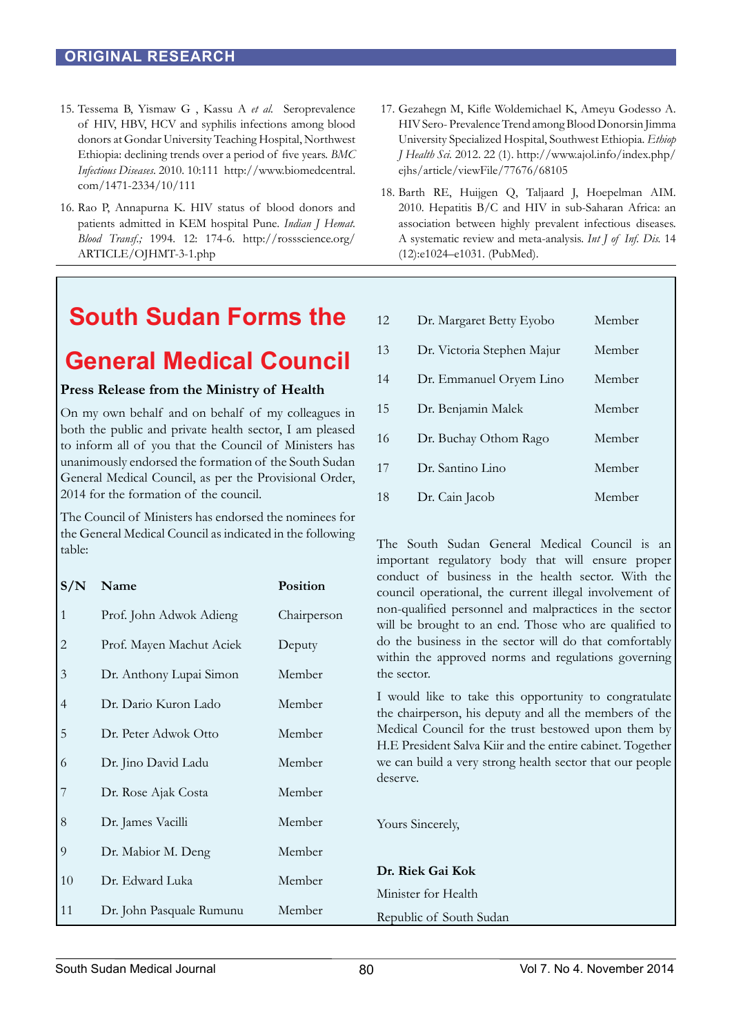15. Tessema B, Yismaw G , Kassu A *et al.* Seroprevalence of HIV, HBV, HCV and syphilis infections among blood donors at Gondar University Teaching Hospital, Northwest Ethiopia: declining trends over a period of five years. *BMC Infectious Diseases*. 2010. 10:111 http://www.biomedcentral.com/1471-2334/10/111

16. Rao P, Annapurna K. HIV status of blood donors and patients admitted in KEM hospital Pune. *Indian J Hemat. Blood Transf.;* 1994. 12: 174-6. http://rossscience.org/ARTICLE/OJHMT-3-1.php

17. Gezahegn M, Kifle Woldemichael K, Ameyu Godesso A. HIV Sero- Prevalence Trend among Blood Donorsin Jimma University Specialized Hospital, Southwest Ethiopia. *Ethiop J Health Sci.* 2012. 22 (1). http://www.ajol.info/index.php/ejhs/article/viewFile/77676/68105

18. Barth RE, Huijgen Q, Taljaard J, Hoepelman AIM. 2010. Hepatitis B/C and HIV in sub-Saharan Africa: an association between highly prevalent infectious diseases. A systematic review and meta-analysis. *Int J of Inf. Dis.* 14 (12):e1024–e1031. (PubMed).

# South Sudan Forms the General Medical Council

**Press Release from the Ministry of Health**

On my own behalf and on behalf of my colleagues in both the public and private health sector, I am pleased to inform all of you that the Council of Ministers has unanimously endorsed the formation of the South Sudan General Medical Council, as per the Provisional Order, 2014 for the formation of the council.

The Council of Ministers has endorsed the nominees for the General Medical Council as indicated in the following table:

| S/N | Name | Position |
|---|---|---|
| 1 | Prof. John Adwok Adieng | Chairperson |
| 2 | Prof. Mayen Machut Aciek | Deputy |
| 3 | Dr. Anthony Lupai Simon | Member |
| 4 | Dr. Dario Kuron Lado | Member |
| 5 | Dr. Peter Adwok Otto | Member |
| 6 | Dr. Jino David Ladu | Member |
| 7 | Dr. Rose Ajak Costa | Member |
| 8 | Dr. James Vacilli | Member |
| 9 | Dr. Mabior M. Deng | Member |
| 10 | Dr. Edward Luka | Member |
| 11 | Dr. John Pasquale Rumunu | Member |
| 12 | Dr. Margaret Betty Eyobo | Member |
| 13 | Dr. Victoria Stephen Majur | Member |
| 14 | Dr. Emmanuel Oryem Lino | Member |
| 15 | Dr. Benjamin Malek | Member |
| 16 | Dr. Buchay Othom Rago | Member |
| 17 | Dr. Santino Lino | Member |
| 18 | Dr. Cain Jacob | Member |

The South Sudan General Medical Council is an important regulatory body that will ensure proper conduct of business in the health sector. With the council operational, the current illegal involvement of non-qualified personnel and malpractices in the sector will be brought to an end. Those who are qualified to do the business in the sector will do that comfortably within the approved norms and regulations governing the sector.

I would like to take this opportunity to congratulate the chairperson, his deputy and all the members of the Medical Council for the trust bestowed upon them by H.E President Salva Kiir and the entire cabinet. Together we can build a very strong health sector that our people deserve.

Yours Sincerely,

**Dr. Riek Gai Kok**

Minister for Health

Republic of South Sudan